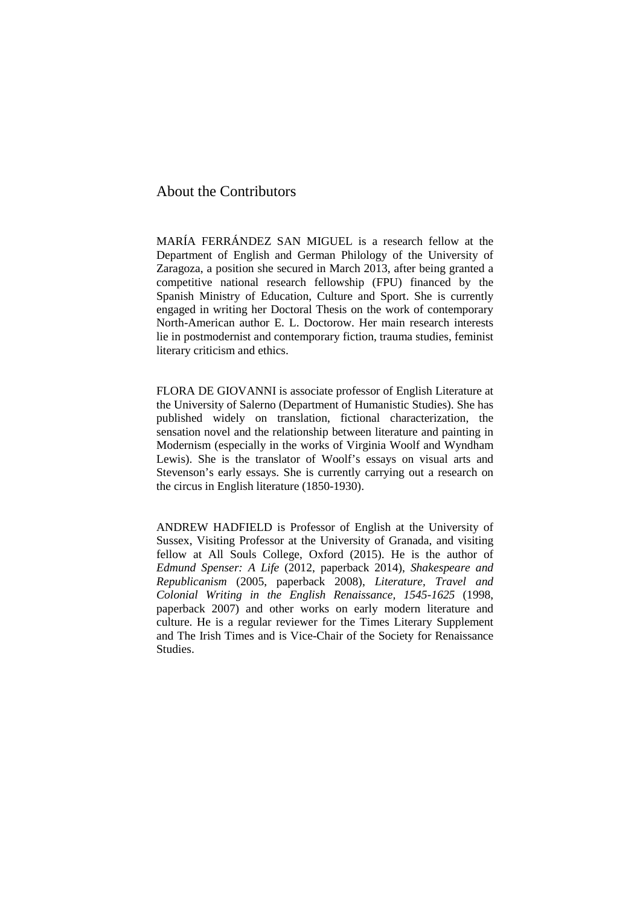# About the Contributors

MARÍA FERRÁNDEZ SAN MIGUEL is a research fellow at the Department of English and German Philology of the University of Zaragoza, a position she secured in March 2013, after being granted a competitive national research fellowship (FPU) financed by the Spanish Ministry of Education, Culture and Sport. She is currently engaged in writing her Doctoral Thesis on the work of contemporary North-American author E. L. Doctorow. Her main research interests lie in postmodernist and contemporary fiction, trauma studies, feminist literary criticism and ethics.

FLORA DE GIOVANNI is associate professor of English Literature at the University of Salerno (Department of Humanistic Studies). She has published widely on translation, fictional characterization, the sensation novel and the relationship between literature and painting in Modernism (especially in the works of Virginia Woolf and Wyndham Lewis). She is the translator of Woolf's essays on visual arts and Stevenson's early essays. She is currently carrying out a research on the circus in English literature (1850-1930).

ANDREW HADFIELD is Professor of English at the University of Sussex, Visiting Professor at the University of Granada, and visiting fellow at All Souls College, Oxford (2015). He is the author of *Edmund Spenser: A Life* (2012, paperback 2014), *Shakespeare and Republicanism* (2005, paperback 2008), *Literature, Travel and Colonial Writing in the English Renaissance, 1545-1625* (1998, paperback 2007) and other works on early modern literature and culture. He is a regular reviewer for the Times Literary Supplement and The Irish Times and is Vice-Chair of the Society for Renaissance Studies.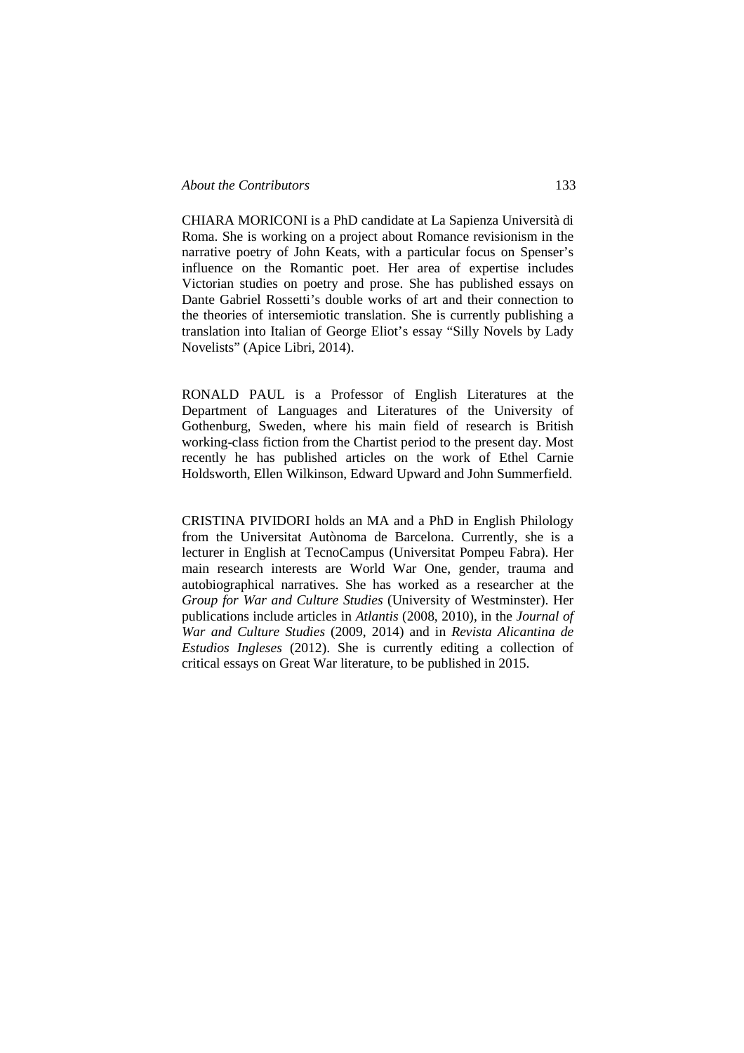CHIARA MORICONI is a PhD candidate at La Sapienza Università di Roma. She is working on a project about Romance revisionism in the narrative poetry of John Keats, with a particular focus on Spenser's influence on the Romantic poet. Her area of expertise includes Victorian studies on poetry and prose. She has published essays on Dante Gabriel Rossetti's double works of art and their connection to the theories of intersemiotic translation. She is currently publishing a translation into Italian of George Eliot's essay "Silly Novels by Lady Novelists" (Apice Libri, 2014).

RONALD PAUL is a Professor of English Literatures at the Department of Languages and Literatures of the University of Gothenburg, Sweden, where his main field of research is British working-class fiction from the Chartist period to the present day. Most recently he has published articles on the work of Ethel Carnie Holdsworth, Ellen Wilkinson, Edward Upward and John Summerfield.

CRISTINA PIVIDORI holds an MA and a PhD in English Philology from the Universitat Autònoma de Barcelona. Currently, she is a lecturer in English at TecnoCampus (Universitat Pompeu Fabra). Her main research interests are World War One, gender, trauma and autobiographical narratives. She has worked as a researcher at the *Group for War and Culture Studies* (University of Westminster). Her publications include articles in *Atlantis* (2008, 2010), in the *Journal of War and Culture Studies* (2009, 2014) and in *Revista Alicantina de Estudios Ingleses* (2012). She is currently editing a collection of critical essays on Great War literature, to be published in 2015.